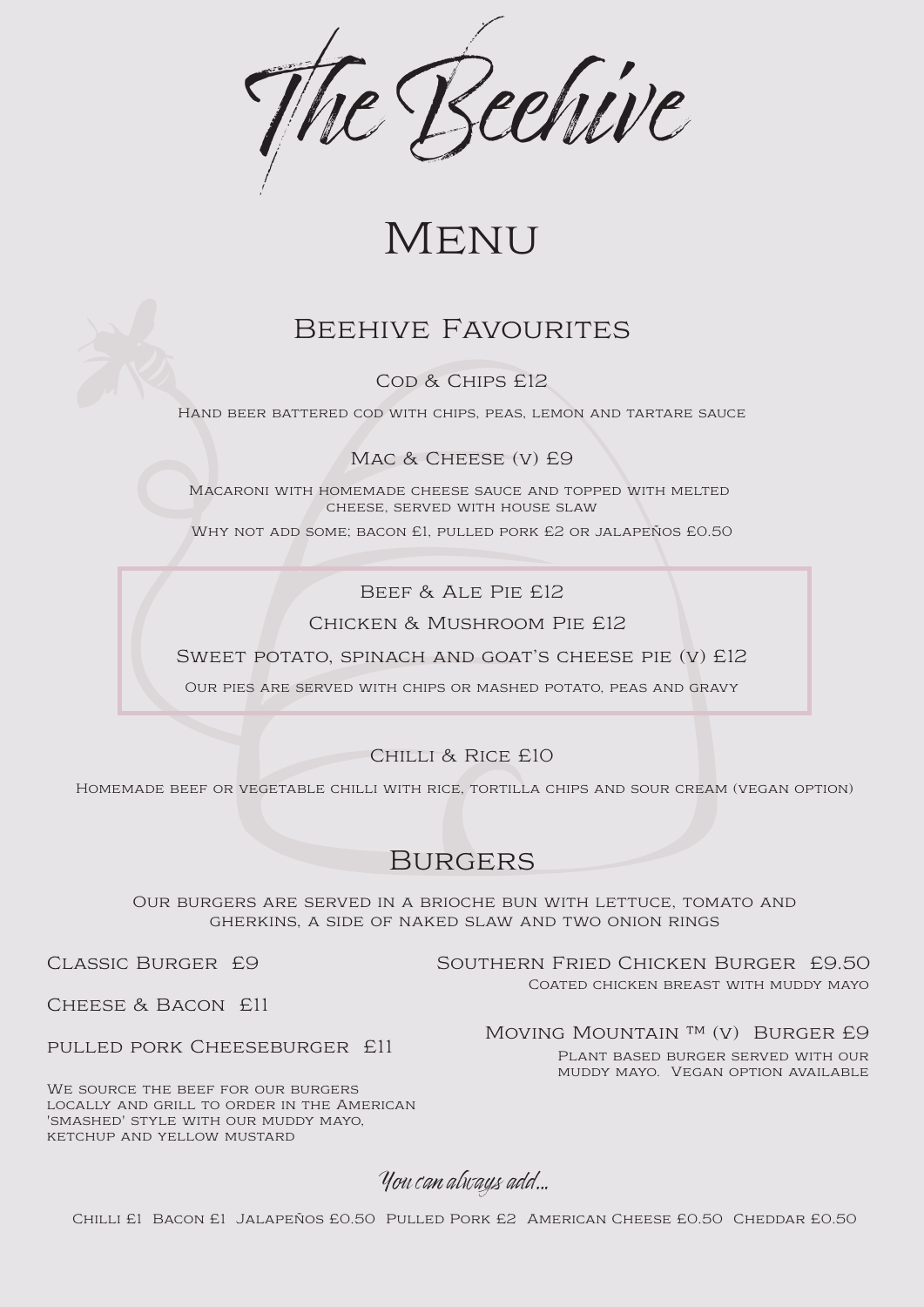# The Beehive

# Menu

## Beehive Favourites

### Cod & Chips £12

Hand beer battered cod with chips, peas, lemon and tartare sauce

### Mac & Cheese (v) £9

Macaroni with homemade cheese sauce and topped with melted cheese, served with house slaw

Why not add some; bacon £1, pulled pork £2 or jalapeños £0.50

### Beef & Ale Pie £12

### Chicken & Mushroom Pie £12

### Sweet potato, spinach and goat's cheese pie (v) £12

Our pies are served with chips or mashed potato, peas and gravy

### Chilli & Rice £10

Homemade beef or vegetable chilli with rice, tortilla chips and sour cream (vegan option)

## Burgers

Our burgers are served in a brioche bun with lettuce, tomato and gherkins, a side of naked slaw and two onion rings

### Classic Burger £9

### Cheese & Bacon £11

### pulled pork Cheeseburger £11

We source the beef for our burgers locally and grill to order in the American 'smashed' style with our muddy mayo, ketchup and yellow mustard

### Southern Fried Chicken Burger £9.50

Coated chicken breast with muddy mayo

### Moving Mountain ™ (v) Burger £9

Plant based burger served with our muddy mayo. Vegan option available

*You can always add...*

Chilli £1 Bacon £1 Jalapeños £0.50 Pulled Pork £2 American Cheese £0.50 Cheddar £0.50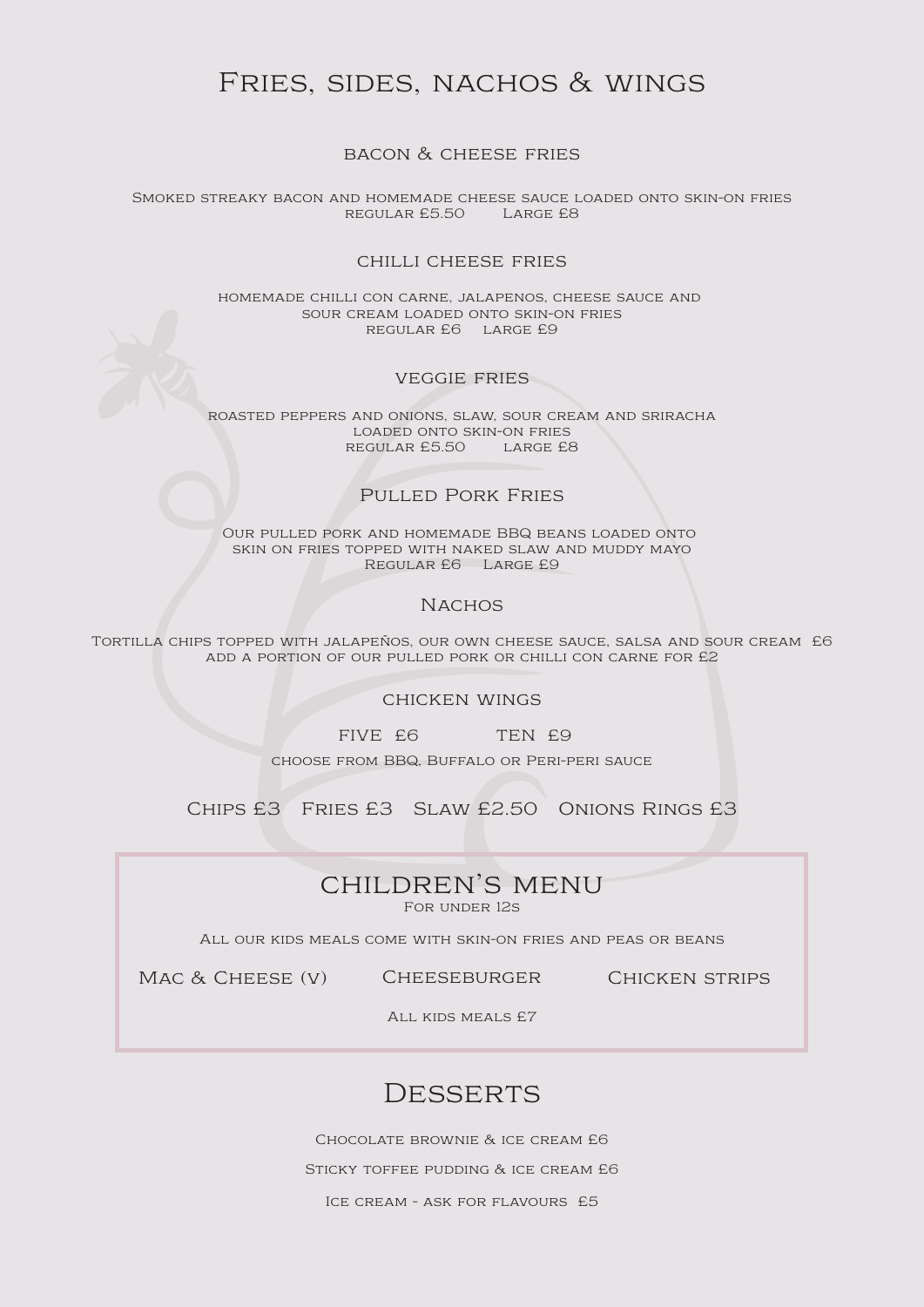# Fries, sides, nachos & wings

### bacon & cheese fries

Smoked streaky bacon and homemade cheese sauce loaded onto skin-on fries
regular £5.50 Large £8

### chilli cheese fries

homemade chilli con carne, jalapenos, cheese sauce and
sour cream loaded onto skin-on fries
regular £6 large £9

### veggie fries

roasted peppers and onions, slaw, sour cream and sriracha
loaded onto skin-on fries
regular £5.50 large £8

### Pulled Pork Fries

Our pulled pork and homemade BBQ beans loaded onto
skin on fries topped with naked slaw and muddy mayo
Regular £6 Large £9

### Nachos

Tortilla chips topped with jalapeños, our own cheese sauce, salsa and sour cream £6
add a portion of our pulled pork or chilli con carne for £2

### chicken wings

FIVE £6 TEN £9

choose from BBQ, Buffalo or Peri-peri sauce

Chips £3 Fries £3 Slaw £2.50 Onions Rings £3

## CHILDREN'S MENU

For under 12s

All our kids meals come with skin-on fries and peas or beans

Mac & Cheese (v) Cheeseburger Chicken strips

All kids meals £7

## Desserts

Chocolate brownie & ice cream £6

Sticky toffee pudding & ice cream £6

Ice cream - ask for flavours £5